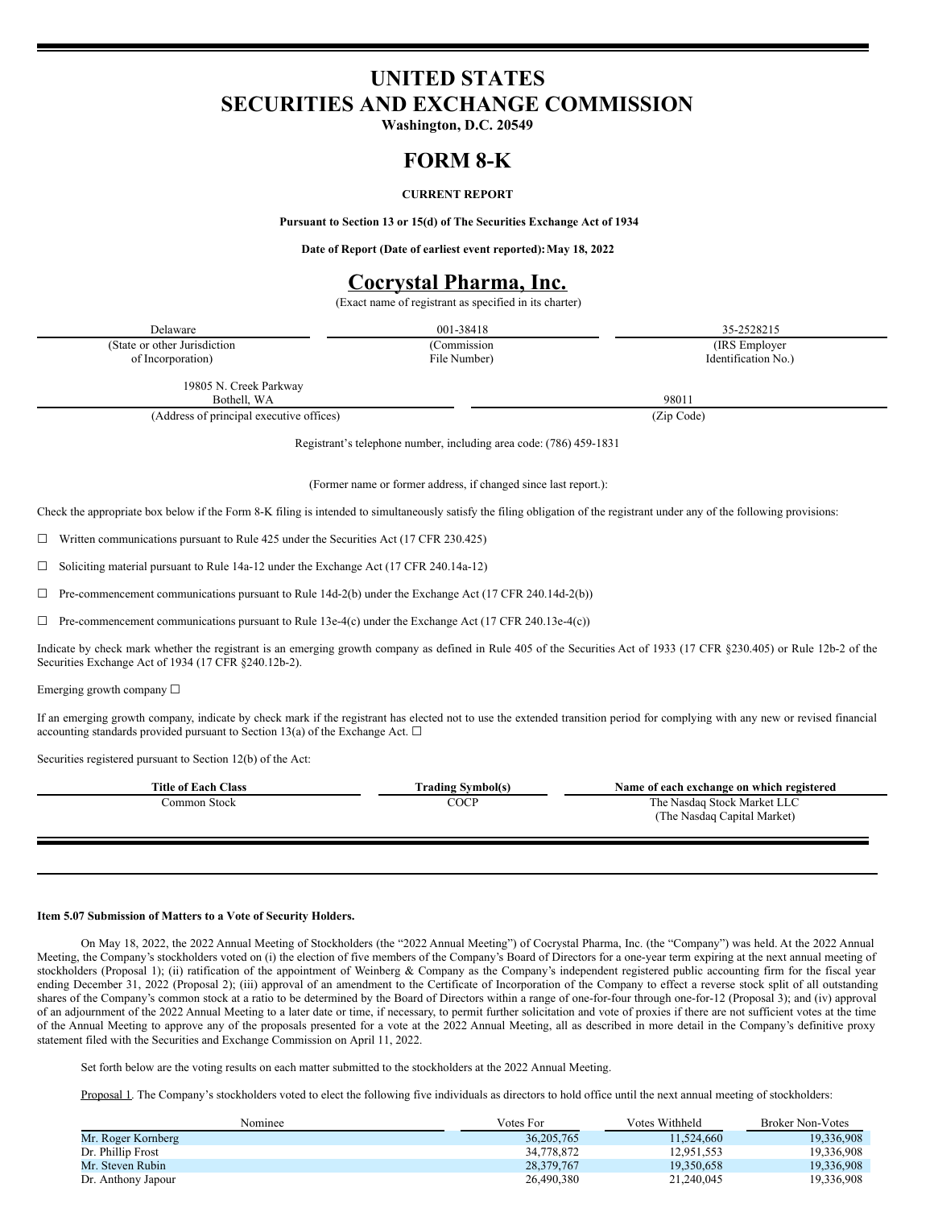# UNITED STATES
# SECURITIES AND EXCHANGE COMMISSION

**Washington, D.C. 20549**

## FORM 8-K

**CURRENT REPORT**

**Pursuant to Section 13 or 15(d) of The Securities Exchange Act of 1934**

**Date of Report (Date of earliest event reported): May 18, 2022**

# Cocrystal Pharma, Inc.

(Exact name of registrant as specified in its charter)

| Delaware | 001-38418 | 35-2528215 |
|---|---|---|
| (State or other Jurisdiction of Incorporation) | (Commission File Number) | (IRS Employer Identification No.) |

| 19805 N. Creek Parkway Bothell, WA | 98011 |
|---|---|
| (Address of principal executive offices) | (Zip Code) |

Registrant's telephone number, including area code: (786) 459-1831

(Former name or former address, if changed since last report.):

Check the appropriate box below if the Form 8-K filing is intended to simultaneously satisfy the filing obligation of the registrant under any of the following provisions:

☐ Written communications pursuant to Rule 425 under the Securities Act (17 CFR 230.425)

☐ Soliciting material pursuant to Rule 14a-12 under the Exchange Act (17 CFR 240.14a-12)

☐ Pre-commencement communications pursuant to Rule 14d-2(b) under the Exchange Act (17 CFR 240.14d-2(b))

☐ Pre-commencement communications pursuant to Rule 13e-4(c) under the Exchange Act (17 CFR 240.13e-4(c))

Indicate by check mark whether the registrant is an emerging growth company as defined in Rule 405 of the Securities Act of 1933 (17 CFR §230.405) or Rule 12b-2 of the Securities Exchange Act of 1934 (17 CFR §240.12b-2).

Emerging growth company ☐

If an emerging growth company, indicate by check mark if the registrant has elected not to use the extended transition period for complying with any new or revised financial accounting standards provided pursuant to Section 13(a) of the Exchange Act. ☐

Securities registered pursuant to Section 12(b) of the Act:

| Title of Each Class | Trading Symbol(s) | Name of each exchange on which registered |
|---|---|---|
| Common Stock | COCP | The Nasdaq Stock Market LLC (The Nasdaq Capital Market) |

**Item 5.07 Submission of Matters to a Vote of Security Holders.**

On May 18, 2022, the 2022 Annual Meeting of Stockholders (the "2022 Annual Meeting") of Cocrystal Pharma, Inc. (the "Company") was held. At the 2022 Annual Meeting, the Company's stockholders voted on (i) the election of five members of the Company's Board of Directors for a one-year term expiring at the next annual meeting of stockholders (Proposal 1); (ii) ratification of the appointment of Weinberg & Company as the Company's independent registered public accounting firm for the fiscal year ending December 31, 2022 (Proposal 2); (iii) approval of an amendment to the Certificate of Incorporation of the Company to effect a reverse stock split of all outstanding shares of the Company's common stock at a ratio to be determined by the Board of Directors within a range of one-for-four through one-for-12 (Proposal 3); and (iv) approval of an adjournment of the 2022 Annual Meeting to a later date or time, if necessary, to permit further solicitation and vote of proxies if there are not sufficient votes at the time of the Annual Meeting to approve any of the proposals presented for a vote at the 2022 Annual Meeting, all as described in more detail in the Company's definitive proxy statement filed with the Securities and Exchange Commission on April 11, 2022.

Set forth below are the voting results on each matter submitted to the stockholders at the 2022 Annual Meeting.

Proposal 1. The Company's stockholders voted to elect the following five individuals as directors to hold office until the next annual meeting of stockholders:

| Nominee | Votes For | Votes Withheld | Broker Non-Votes |
|---|---|---|---|
| Mr. Roger Kornberg | 36,205,765 | 11,524,660 | 19,336,908 |
| Dr. Phillip Frost | 34,778,872 | 12,951,553 | 19,336,908 |
| Mr. Steven Rubin | 28,379,767 | 19,350,658 | 19,336,908 |
| Dr. Anthony Japour | 26,490,380 | 21,240,045 | 19,336,908 |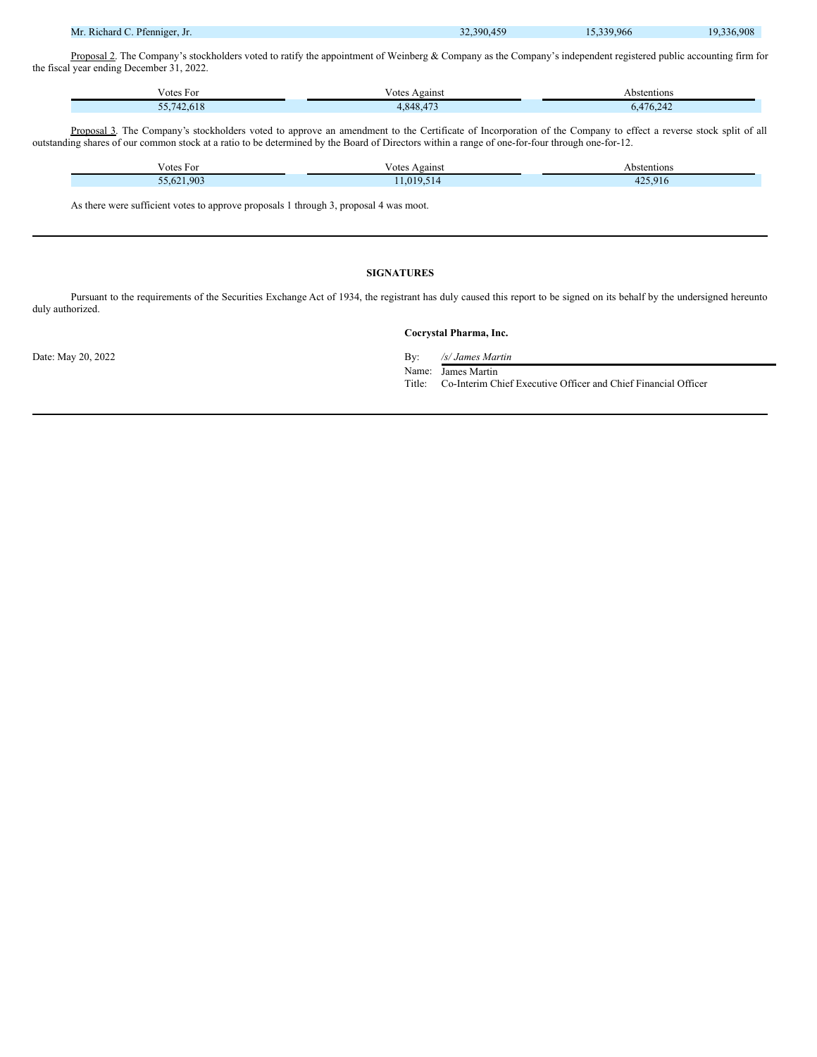| | | | |
|---|---|---|---|
| Mr. Richard C. Pfenniger, Jr. | 32,390,459 | 15,339,966 | 19,336,908 |

Proposal 2. The Company's stockholders voted to ratify the appointment of Weinberg & Company as the Company's independent registered public accounting firm for the fiscal year ending December 31, 2022.

| Votes For | Votes Against | Abstentions |
|---|---|---|
| 55,742,618 | 4,848,473 | 6,476,242 |

Proposal 3. The Company's stockholders voted to approve an amendment to the Certificate of Incorporation of the Company to effect a reverse stock split of all outstanding shares of our common stock at a ratio to be determined by the Board of Directors within a range of one-for-four through one-for-12.

| Votes For | Votes Against | Abstentions |
|---|---|---|
| 55,621,903 | 11,019,514 | 425,916 |

As there were sufficient votes to approve proposals 1 through 3, proposal 4 was moot.

**SIGNATURES**

Pursuant to the requirements of the Securities Exchange Act of 1934, the registrant has duly caused this report to be signed on its behalf by the undersigned hereunto duly authorized.

**Cocrystal Pharma, Inc.**

Date: May 20, 2022

By: */s/ James Martin*
Name: James Martin
Title: Co-Interim Chief Executive Officer and Chief Financial Officer